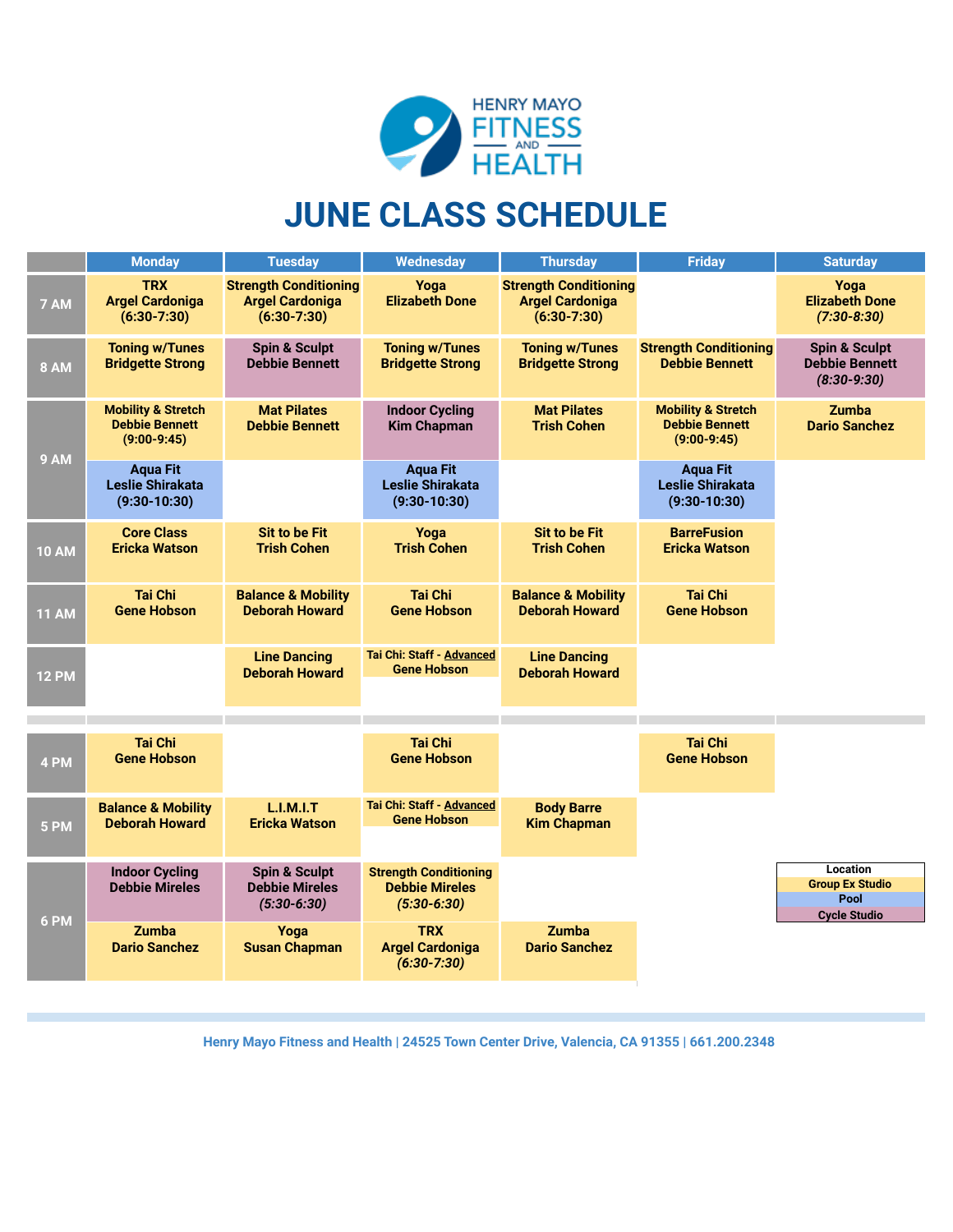HENRY MAYO FITNESS AND HEALTH

# JUNE CLASS SCHEDULE

| | Monday | Tuesday | Wednesday | Thursday | Friday | Saturday |
|---|---|---|---|---|---|---|
| 7 AM | **TRX** Argel Cardoniga (6:30-7:30) | **Strength Conditioning** Argel Cardoniga (6:30-7:30) | **Yoga** Elizabeth Done | **Strength Conditioning** Argel Cardoniga (6:30-7:30) | | **Yoga** Elizabeth Done *(7:30-8:30)* |
| 8 AM | **Toning w/Tunes** Bridgette Strong | **Spin & Sculpt** Debbie Bennett | **Toning w/Tunes** Bridgette Strong | **Toning w/Tunes** Bridgette Strong | **Strength Conditioning** Debbie Bennett | **Spin & Sculpt** Debbie Bennett *(8:30-9:30)* |
| 9 AM | **Mobility & Stretch** Debbie Bennett (9:00-9:45) | **Mat Pilates** Debbie Bennett | **Indoor Cycling** Kim Chapman | **Mat Pilates** Trish Cohen | **Mobility & Stretch** Debbie Bennett (9:00-9:45) | **Zumba** Dario Sanchez |
| 9 AM | **Aqua Fit** Leslie Shirakata (9:30-10:30) | | **Aqua Fit** Leslie Shirakata (9:30-10:30) | | **Aqua Fit** Leslie Shirakata (9:30-10:30) | |
| 10 AM | **Core Class** Ericka Watson | **Sit to be Fit** Trish Cohen | **Yoga** Trish Cohen | **Sit to be Fit** Trish Cohen | **BarreFusion** Ericka Watson | |
| 11 AM | **Tai Chi** Gene Hobson | **Balance & Mobility** Deborah Howard | **Tai Chi** Gene Hobson | **Balance & Mobility** Deborah Howard | **Tai Chi** Gene Hobson | |
| 12 PM | | **Line Dancing** Deborah Howard | **Tai Chi: Staff - Advanced** Gene Hobson | **Line Dancing** Deborah Howard | | |
| 4 PM | **Tai Chi** Gene Hobson | | **Tai Chi** Gene Hobson | | **Tai Chi** Gene Hobson | |
| 5 PM | **Balance & Mobility** Deborah Howard | **L.I.M.I.T** Ericka Watson | **Tai Chi: Staff - Advanced** Gene Hobson | **Body Barre** Kim Chapman | | |
| 6 PM | **Indoor Cycling** Debbie Mireles | **Spin & Sculpt** Debbie Mireles *(5:30-6:30)* | **Strength Conditioning** Debbie Mireles *(5:30-6:30)* | | | |
| 6 PM | **Zumba** Dario Sanchez | **Yoga** Susan Chapman | **TRX** Argel Cardoniga *(6:30-7:30)* | **Zumba** Dario Sanchez | | |

| Location |
|---|
| Group Ex Studio |
| Pool |
| Cycle Studio |

Henry Mayo Fitness and Health | 24525 Town Center Drive, Valencia, CA 91355 | 661.200.2348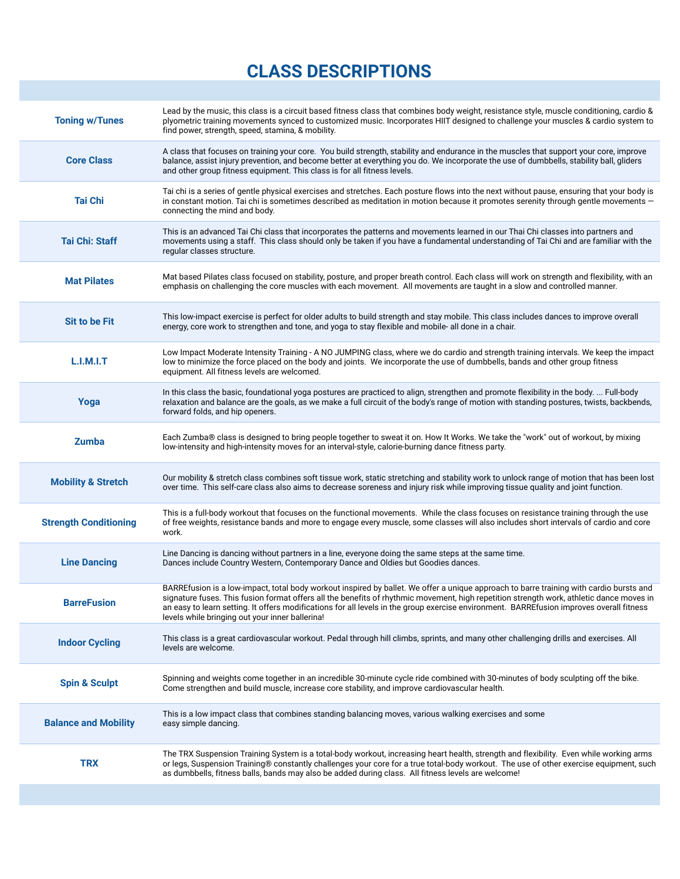# CLASS DESCRIPTIONS

| | |
|---|---|
| **Toning w/Tunes** | Lead by the music, this class is a circuit based fitness class that combines body weight, resistance style, muscle conditioning, cardio & plyometric training movements synced to customized music. Incorporates HIIT designed to challenge your muscles & cardio system to find power, strength, speed, stamina, & mobility. |
| **Core Class** | A class that focuses on training your core. You build strength, stability and endurance in the muscles that support your core, improve balance, assist injury prevention, and become better at everything you do. We incorporate the use of dumbbells, stability ball, gliders and other group fitness equipment. This class is for all fitness levels. |
| **Tai Chi** | Tai chi is a series of gentle physical exercises and stretches. Each posture flows into the next without pause, ensuring that your body is in constant motion. Tai chi is sometimes described as meditation in motion because it promotes serenity through gentle movements — connecting the mind and body. |
| **Tai Chi: Staff** | This is an advanced Tai Chi class that incorporates the patterns and movements learned in our Thai Chi classes into partners and movements using a staff. This class should only be taken if you have a fundamental understanding of Tai Chi and are familiar with the regular classes structure. |
| **Mat Pilates** | Mat based Pilates class focused on stability, posture, and proper breath control. Each class will work on strength and flexibility, with an emphasis on challenging the core muscles with each movement. All movements are taught in a slow and controlled manner. |
| **Sit to be Fit** | This low-impact exercise is perfect for older adults to build strength and stay mobile. This class includes dances to improve overall energy, core work to strengthen and tone, and yoga to stay flexible and mobile- all done in a chair. |
| **L.I.M.I.T** | Low Impact Moderate Intensity Training - A NO JUMPING class, where we do cardio and strength training intervals. We keep the impact low to minimize the force placed on the body and joints. We incorporate the use of dumbbells, bands and other group fitness equipment. All fitness levels are welcomed. |
| **Yoga** | In this class the basic, foundational yoga postures are practiced to align, strengthen and promote flexibility in the body. ... Full-body relaxation and balance are the goals, as we make a full circuit of the body's range of motion with standing postures, twists, backbends, forward folds, and hip openers. |
| **Zumba** | Each Zumba® class is designed to bring people together to sweat it on. How It Works. We take the "work" out of workout, by mixing low-intensity and high-intensity moves for an interval-style, calorie-burning dance fitness party. |
| **Mobility & Stretch** | Our mobility & stretch class combines soft tissue work, static stretching and stability work to unlock range of motion that has been lost over time. This self-care class also aims to decrease soreness and injury risk while improving tissue quality and joint function. |
| **Strength Conditioning** | This is a full-body workout that focuses on the functional movements. While the class focuses on resistance training through the use of free weights, resistance bands and more to engage every muscle, some classes will also includes short intervals of cardio and core work. |
| **Line Dancing** | Line Dancing is dancing without partners in a line, everyone doing the same steps at the same time. Dances include Country Western, Contemporary Dance and Oldies but Goodies dances. |
| **BarreFusion** | BARREfusion is a low-impact, total body workout inspired by ballet. We offer a unique approach to barre training with cardio bursts and signature fuses. This fusion format offers all the benefits of rhythmic movement, high repetition strength work, athletic dance moves in an easy to learn setting. It offers modifications for all levels in the group exercise environment. BARREfusion improves overall fitness levels while bringing out your inner ballerina! |
| **Indoor Cycling** | This class is a great cardiovascular workout. Pedal through hill climbs, sprints, and many other challenging drills and exercises. All levels are welcome. |
| **Spin & Sculpt** | Spinning and weights come together in an incredible 30-minute cycle ride combined with 30-minutes of body sculpting off the bike. Come strengthen and build muscle, increase core stability, and improve cardiovascular health. |
| **Balance and Mobility** | This is a low impact class that combines standing balancing moves, various walking exercises and some easy simple dancing. |
| **TRX** | The TRX Suspension Training System is a total-body workout, increasing heart health, strength and flexibility. Even while working arms or legs, Suspension Training® constantly challenges your core for a true total-body workout. The use of other exercise equipment, such as dumbbells, fitness balls, bands may also be added during class. All fitness levels are welcome! |